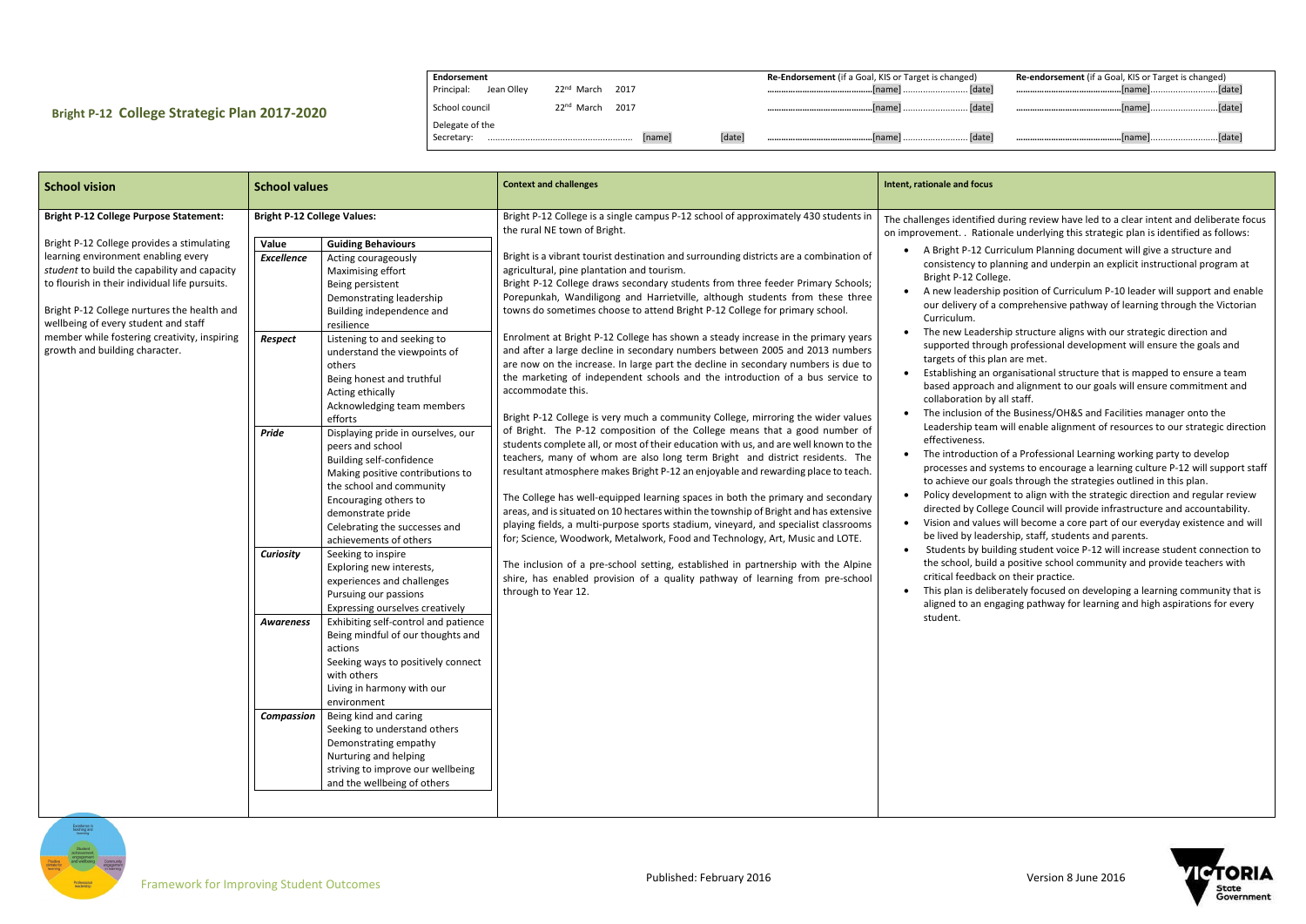# Bright P-12 College Strategic Plan 2017-2020

| Endorsement | | | Re-Endorsement (if a Goal, KIS or Target is changed) | | Re-endorsement (if a Goal, KIS or Target is changed) | |
|---|---|---|---|---|---|---|
| Principal: Jean Olley | 22nd March 2017 | | [name] | [date] | [name] | [date] |
| School council | 22nd March 2017 | | [name] | [date] | [name] | [date] |
| Delegate of the Secretary: | [name] | [date] | [name] | [date] | [name] | [date] |

## School vision

**Bright P-12 College Purpose Statement:**

Bright P-12 College provides a stimulating learning environment enabling every *student* to build the capability and capacity to flourish in their individual life pursuits.

Bright P-12 College nurtures the health and wellbeing of every student and staff member while fostering creativity, inspiring growth and building character.

## School values

**Bright P-12 College Values:**

| Value | Guiding Behaviours |
|---|---|
| ***Excellence*** | Acting courageously<br>Maximising effort<br>Being persistent<br>Demonstrating leadership<br>Building independence and resilience |
| ***Respect*** | Listening to and seeking to understand the viewpoints of others<br>Being honest and truthful<br>Acting ethically<br>Acknowledging team members efforts |
| ***Pride*** | Displaying pride in ourselves, our peers and school<br>Building self-confidence<br>Making positive contributions to the school and community<br>Encouraging others to demonstrate pride<br>Celebrating the successes and achievements of others |
| ***Curiosity*** | Seeking to inspire<br>Exploring new interests, experiences and challenges<br>Pursuing our passions<br>Expressing ourselves creatively |
| ***Awareness*** | Exhibiting self-control and patience<br>Being mindful of our thoughts and actions<br>Seeking ways to positively connect with others<br>Living in harmony with our environment |
| ***Compassion*** | Being kind and caring<br>Seeking to understand others<br>Demonstrating empathy<br>Nurturing and helping<br>striving to improve our wellbeing and the wellbeing of others |

## Context and challenges

Bright P-12 College is a single campus P-12 school of approximately 430 students in the rural NE town of Bright.

Bright is a vibrant tourist destination and surrounding districts are a combination of agricultural, pine plantation and tourism.

Bright P-12 College draws secondary students from three feeder Primary Schools; Porepunkah, Wandiligong and Harrietville, although students from these three towns do sometimes choose to attend Bright P-12 College for primary school.

Enrolment at Bright P-12 College has shown a steady increase in the primary years and after a large decline in secondary numbers between 2005 and 2013 numbers are now on the increase. In large part the decline in secondary numbers is due to the marketing of independent schools and the introduction of a bus service to accommodate this.

Bright P-12 College is very much a community College, mirroring the wider values of Bright. The P-12 composition of the College means that a good number of students complete all, or most of their education with us, and are well known to the teachers, many of whom are also long term Bright and district residents. The resultant atmosphere makes Bright P-12 an enjoyable and rewarding place to teach.

The College has well-equipped learning spaces in both the primary and secondary areas, and is situated on 10 hectares within the township of Bright and has extensive playing fields, a multi-purpose sports stadium, vineyard, and specialist classrooms for; Science, Woodwork, Metalwork, Food and Technology, Art, Music and LOTE.

The inclusion of a pre-school setting, established in partnership with the Alpine shire, has enabled provision of a quality pathway of learning from pre-school through to Year 12.

## Intent, rationale and focus

The challenges identified during review have led to a clear intent and deliberate focus on improvement. . Rationale underlying this strategic plan is identified as follows:

- A Bright P-12 Curriculum Planning document will give a structure and consistency to planning and underpin an explicit instructional program at Bright P-12 College.
- A new leadership position of Curriculum P-10 leader will support and enable our delivery of a comprehensive pathway of learning through the Victorian Curriculum.
- The new Leadership structure aligns with our strategic direction and supported through professional development will ensure the goals and targets of this plan are met.
- Establishing an organisational structure that is mapped to ensure a team based approach and alignment to our goals will ensure commitment and collaboration by all staff.
- The inclusion of the Business/OH&S and Facilities manager onto the Leadership team will enable alignment of resources to our strategic direction effectiveness.
- The introduction of a Professional Learning working party to develop processes and systems to encourage a learning culture P-12 will support staff to achieve our goals through the strategies outlined in this plan.
- Policy development to align with the strategic direction and regular review directed by College Council will provide infrastructure and accountability.
- Vision and values will become a core part of our everyday existence and will be lived by leadership, staff, students and parents.
- Students by building student voice P-12 will increase student connection to the school, build a positive school community and provide teachers with critical feedback on their practice.
- This plan is deliberately focused on developing a learning community that is aligned to an engaging pathway for learning and high aspirations for every student.

Framework for Improving Student Outcomes

Published: February 2016 Version 8 June 2016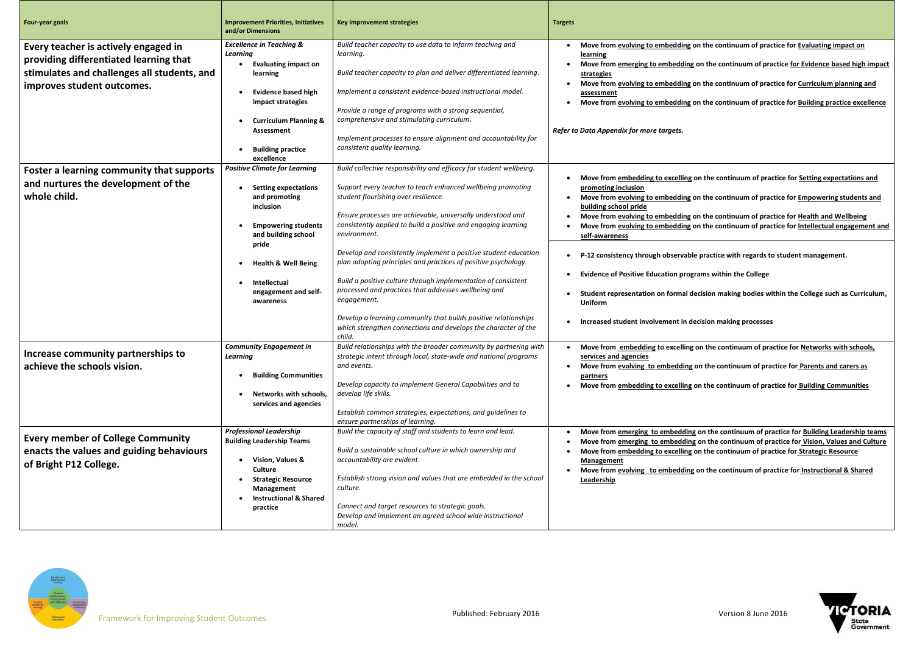| Four-year goals | Improvement Priorities, Initiatives and/or Dimensions | Key improvement strategies | Targets |
|---|---|---|---|
| **Every teacher is actively engaged in providing differentiated learning that stimulates and challenges all students, and improves student outcomes.** | ***Excellence in Teaching & Learning***<br>• **Evaluating impact on learning**<br>• **Evidence based high impact strategies**<br>• **Curriculum Planning & Assessment**<br>• **Building practice excellence** | *Build teacher capacity to use data to inform teaching and learning.*<br>*Build teacher capacity to plan and deliver differentiated learning.*<br>*Implement a consistent evidence-based instructional model.*<br>*Provide a range of programs with a strong sequential, comprehensive and stimulating curriculum.*<br>*Implement processes to ensure alignment and accountability for consistent quality learning.* | • **Move from evolving to embedding on the continuum of practice for Evaluating impact on learning**<br>• **Move from emerging to embedding on the continuum of practice for Evidence based high impact strategies**<br>• **Move from evolving to embedding on the continuum of practice for Curriculum planning and assessment**<br>• **Move from evolving to embedding on the continuum of practice for Building practice excellence**<br>***Refer to Data Appendix for more targets.*** |
| **Foster a learning community that supports and nurtures the development of the whole child.** | ***Positive Climate for Learning***<br>• **Setting expectations and promoting inclusion**<br>• **Empowering students and building school pride**<br>• **Health & Well Being**<br>• **Intellectual engagement and self-awareness** | *Build collective responsibility and efficacy for student wellbeing.*<br>*Support every teacher to teach enhanced wellbeing promoting student flourishing over resilience.*<br>*Ensure processes are achievable, universally understood and consistently applied to build a positive and engaging learning environment.*<br>*Develop and consistently implement a positive student education plan adopting principles and practices of positive psychology.*<br>*Build a positive culture through implementation of consistent processed and practices that addresses wellbeing and engagement.*<br>*Develop a learning community that builds positive relationships which strengthen connections and develops the character of the child.* | • **Move from embedding to excelling on the continuum of practice for Setting expectations and promoting inclusion**<br>• **Move from evolving to embedding on the continuum of practice for Empowering students and building school pride**<br>• **Move from evolving to embedding on the continuum of practice for Health and Wellbeing**<br>• **Move from evolving to embedding on the continuum of practice for Intellectual engagement and self-awareness**<br>• **P-12 consistency through observable practice with regards to student management.**<br>• **Evidence of Positive Education programs within the College**<br>• **Student representation on formal decision making bodies within the College such as Curriculum, Uniform**<br>• **Increased student involvement in decision making processes** |
| **Increase community partnerships to achieve the schools vision.** | ***Community Engagement in Learning***<br>• **Building Communities**<br>• **Networks with schools, services and agencies** | *Build relationships with the broader community by partnering with strategic intent through local, state-wide and national programs and events.*<br>*Develop capacity to implement General Capabilities and to develop life skills.*<br>*Establish common strategies, expectations, and guidelines to ensure partnerships of learning.* | • **Move from embedding to excelling on the continuum of practice for Networks with schools, services and agencies**<br>• **Move from evolving to embedding on the continuum of practice for Parents and carers as partners**<br>• **Move from embedding to excelling on the continuum of practice for Building Communities** |
| **Every member of College Community enacts the values and guiding behaviours of Bright P12 College.** | ***Professional Leadership***<br>**Building Leadership Teams**<br>• **Vision, Values & Culture**<br>• **Strategic Resource Management**<br>• **Instructional & Shared practice** | *Build the capacity of staff and students to learn and lead.*<br>*Build a sustainable school culture in which ownership and accountability are evident.*<br>*Establish strong vision and values that are embedded in the school culture.*<br>*Connect and target resources to strategic goals.*<br>*Develop and implement an agreed school wide instructional model.* | • **Move from emerging to embedding on the continuum of practice for Building Leadership teams**<br>• **Move from emerging to embedding on the continuum of practice for Vision, Values and Culture**<br>• **Move from embedding to excelling on the continuum of practice for Strategic Resource Management**<br>• **Move from evolving to embedding on the continuum of practice for Instructional & Shared Leadership** |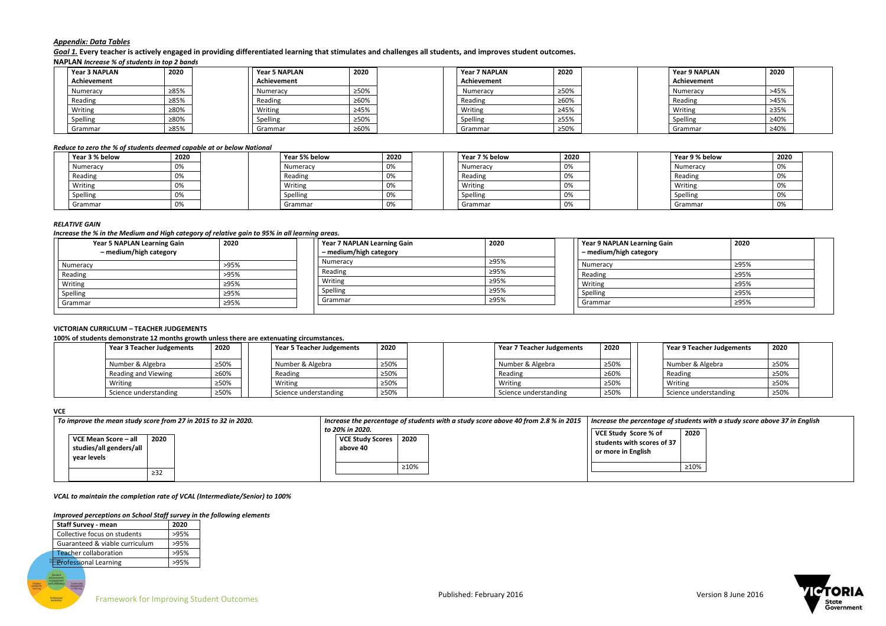***Appendix: Data Tables***

***Goal 1.*** **Every teacher is actively engaged in providing differentiated learning that stimulates and challenges all students, and improves student outcomes.**

**NAPLAN** ***Increase % of students in top 2 bands***

| Year 3 NAPLAN Achievement | 2020 |
|---|---|
| Numeracy | ≥85% |
| Reading | ≥85% |
| Writing | ≥80% |
| Spelling | ≥80% |
| Grammar | ≥85% |

| Year 5 NAPLAN Achievement | 2020 |
|---|---|
| Numeracy | ≥50% |
| Reading | ≥60% |
| Writing | ≥45% |
| Spelling | ≥50% |
| Grammar | ≥60% |

| Year 7 NAPLAN Achievement | 2020 |
|---|---|
| Numeracy | ≥50% |
| Reading | ≥60% |
| Writing | ≥45% |
| Spelling | ≥55% |
| Grammar | ≥50% |

| Year 9 NAPLAN Achievement | 2020 |
|---|---|
| Numeracy | >45% |
| Reading | >45% |
| Writing | ≥35% |
| Spelling | ≥40% |
| Grammar | ≥40% |

***Reduce to zero the % of students deemed capable at or below National***

| Year 3 % below | 2020 |
|---|---|
| Numeracy | 0% |
| Reading | 0% |
| Writing | 0% |
| Spelling | 0% |
| Grammar | 0% |

| Year 5% below | 2020 |
|---|---|
| Numeracy | 0% |
| Reading | 0% |
| Writing | 0% |
| Spelling | 0% |
| Grammar | 0% |

| Year 7 % below | 2020 |
|---|---|
| Numeracy | 0% |
| Reading | 0% |
| Writing | 0% |
| Spelling | 0% |
| Grammar | 0% |

| Year 9 % below | 2020 |
|---|---|
| Numeracy | 0% |
| Reading | 0% |
| Writing | 0% |
| Spelling | 0% |
| Grammar | 0% |

***RELATIVE GAIN***

***Increase the % in the Medium and High category of relative gain to 95% in all learning areas.***

| Year 5 NAPLAN Learning Gain – medium/high category | 2020 |
|---|---|
| Numeracy | >95% |
| Reading | >95% |
| Writing | ≥95% |
| Spelling | ≥95% |
| Grammar | ≥95% |

| Year 7 NAPLAN Learning Gain – medium/high category | 2020 |
|---|---|
| Numeracy | ≥95% |
| Reading | ≥95% |
| Writing | ≥95% |
| Spelling | ≥95% |
| Grammar | ≥95% |

| Year 9 NAPLAN Learning Gain – medium/high category | 2020 |
|---|---|
| Numeracy | ≥95% |
| Reading | ≥95% |
| Writing | ≥95% |
| Spelling | ≥95% |
| Grammar | ≥95% |

**VICTORIAN CURRICULUM – TEACHER JUDGEMENTS**

**100% of students demonstrate 12 months growth unless there are extenuating circumstances.**

| Year 3 Teacher Judgements | 2020 |
|---|---|
| Number & Algebra | ≥50% |
| Reading and Viewing | ≥60% |
| Writing | ≥50% |
| Science understanding | ≥50% |

| Year 5 Teacher Judgements | 2020 |
|---|---|
| Number & Algebra | ≥50% |
| Reading | ≥50% |
| Writing | ≥50% |
| Science understanding | ≥50% |

| Year 7 Teacher Judgements | 2020 |
|---|---|
| Number & Algebra | ≥50% |
| Reading | ≥60% |
| Writing | ≥50% |
| Science understanding | ≥50% |

| Year 9 Teacher Judgements | 2020 |
|---|---|
| Number & Algebra | ≥50% |
| Reading | ≥50% |
| Writing | ≥50% |
| Science understanding | ≥50% |

**VCE**

*To improve the mean study score from 27 in 2015 to 32 in 2020.*

| VCE Mean Score – all studies/all genders/all year levels | 2020 |
|---|---|
| | ≥32 |

*Increase the percentage of students with a study score above 40 from 2.8 % in 2015 to 20% in 2020.*

| VCE Study Scores above 40 | 2020 |
|---|---|
| | ≥10% |

*Increase the percentage of students with a study score above 37 in English*

| VCE Study Score % of students with scores of 37 or more in English | 2020 |
|---|---|
| | ≥10% |

*VCAL to maintain the completion rate of VCAL (Intermediate/Senior) to 100%*

***Improved perceptions on School Staff survey in the following elements***

| Staff Survey - mean | 2020 |
|---|---|
| Collective focus on students | >95% |
| Guaranteed & viable curriculum | >95% |
| Teacher collaboration | >95% |
| Professional Learning | >95% |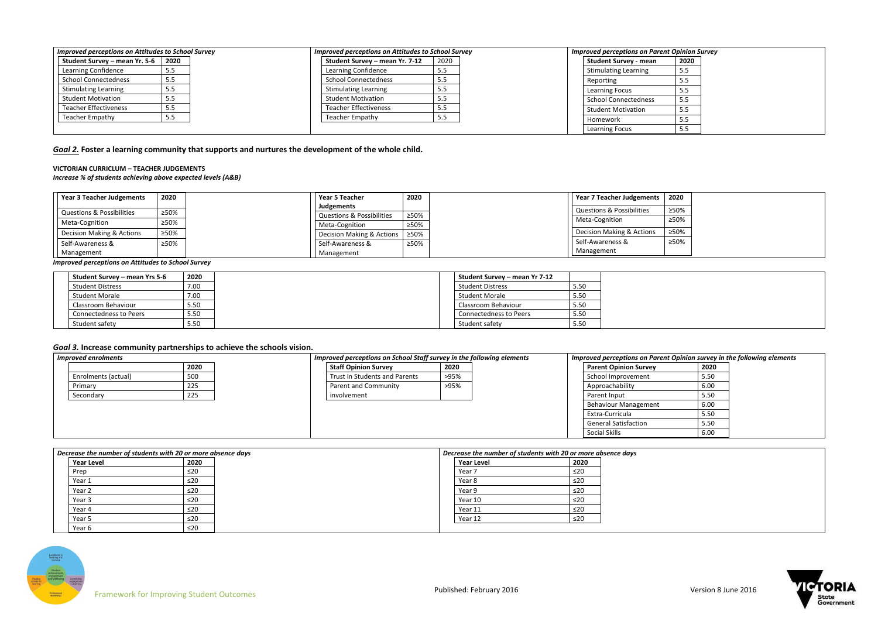*Improved perceptions on Attitudes to School Survey*

| Student Survey – mean Yr. 5-6 | 2020 |
|---|---|
| Learning Confidence | 5.5 |
| School Connectedness | 5.5 |
| Stimulating Learning | 5.5 |
| Student Motivation | 5.5 |
| Teacher Effectiveness | 5.5 |
| Teacher Empathy | 5.5 |

*Improved perceptions on Attitudes to School Survey*

| Student Survey – mean Yr. 7-12 | 2020 |
|---|---|
| Learning Confidence | 5.5 |
| School Connectedness | 5.5 |
| Stimulating Learning | 5.5 |
| Student Motivation | 5.5 |
| Teacher Effectiveness | 5.5 |
| Teacher Empathy | 5.5 |

*Improved perceptions on Parent Opinion Survey*

| Student Survey - mean | 2020 |
|---|---|
| Stimulating Learning | 5.5 |
| Reporting | 5.5 |
| Learning Focus | 5.5 |
| School Connectedness | 5.5 |
| Student Motivation | 5.5 |
| Homework | 5.5 |
| Learning Focus | 5.5 |

## *Goal 2.* Foster a learning community that supports and nurtures the development of the whole child.

**VICTORIAN CURRICULUM – TEACHER JUDGEMENTS**

***Increase % of students achieving above expected levels (A&B)***

| Year 3 Teacher Judgements | 2020 |
|---|---|
| Questions & Possibilities | ≥50% |
| Meta-Cognition | ≥50% |
| Decision Making & Actions | ≥50% |
| Self-Awareness & Management | ≥50% |

| Year 5 Teacher Judgements | 2020 |
|---|---|
| Questions & Possibilities | ≥50% |
| Meta-Cognition | ≥50% |
| Decision Making & Actions | ≥50% |
| Self-Awareness & Management | ≥50% |

| Year 7 Teacher Judgements | 2020 |
|---|---|
| Questions & Possibilities | ≥50% |
| Meta-Cognition | ≥50% |
| Decision Making & Actions | ≥50% |
| Self-Awareness & Management | ≥50% |

***Improved perceptions on Attitudes to School Survey***

| Student Survey – mean Yrs 5-6 | 2020 |
|---|---|
| Student Distress | 7.00 |
| Student Morale | 7.00 |
| Classroom Behaviour | 5.50 |
| Connectedness to Peers | 5.50 |
| Student safety | 5.50 |

| Student Survey – mean Yr 7-12 | |
|---|---|
| Student Distress | 5.50 |
| Student Morale | 5.50 |
| Classroom Behaviour | 5.50 |
| Connectedness to Peers | 5.50 |
| Student safety | 5.50 |

## *Goal 3.* Increase community partnerships to achieve the schools vision.

*Improved enrolments*

| | 2020 |
|---|---|
| Enrolments (actual) | 500 |
| Primary | 225 |
| Secondary | 225 |

*Improved perceptions on School Staff survey in the following elements*

| Staff Opinion Survey | 2020 |
|---|---|
| Trust in Students and Parents | >95% |
| Parent and Community involvement | >95% |

*Improved perceptions on Parent Opinion survey in the following elements*

| Parent Opinion Survey | 2020 |
|---|---|
| School Improvement | 5.50 |
| Approachability | 6.00 |
| Parent Input | 5.50 |
| Behaviour Management | 6.00 |
| Extra-Curricula | 5.50 |
| General Satisfaction | 5.50 |
| Social Skills | 6.00 |

*Decrease the number of students with 20 or more absence days*

| Year Level | 2020 |
|---|---|
| Prep | ≤20 |
| Year 1 | ≤20 |
| Year 2 | ≤20 |
| Year 3 | ≤20 |
| Year 4 | ≤20 |
| Year 5 | ≤20 |
| Year 6 | ≤20 |

*Decrease the number of students with 20 or more absence days*

| Year Level | 2020 |
|---|---|
| Year 7 | ≤20 |
| Year 8 | ≤20 |
| Year 9 | ≤20 |
| Year 10 | ≤20 |
| Year 11 | ≤20 |
| Year 12 | ≤20 |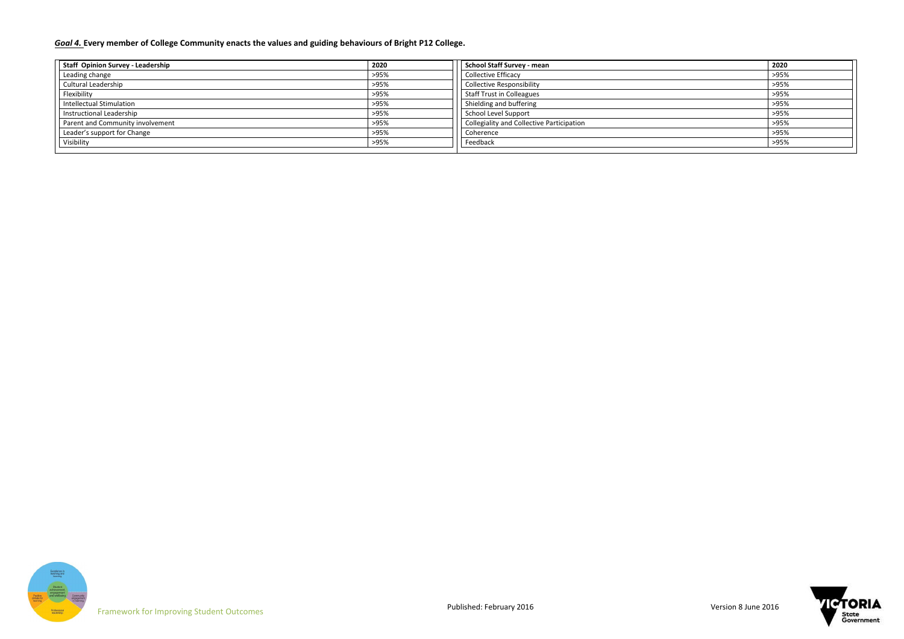***Goal 4.*** **Every member of College Community enacts the values and guiding behaviours of Bright P12 College.**

| Staff Opinion Survey - Leadership | 2020 |
|---|---|
| Leading change | >95% |
| Cultural Leadership | >95% |
| Flexibility | >95% |
| Intellectual Stimulation | >95% |
| Instructional Leadership | >95% |
| Parent and Community involvement | >95% |
| Leader's support for Change | >95% |
| Visibility | >95% |

| School Staff Survey - mean | 2020 |
|---|---|
| Collective Efficacy | >95% |
| Collective Responsibility | >95% |
| Staff Trust in Colleagues | >95% |
| Shielding and buffering | >95% |
| School Level Support | >95% |
| Collegiality and Collective Participation | >95% |
| Coherence | >95% |
| Feedback | >95% |